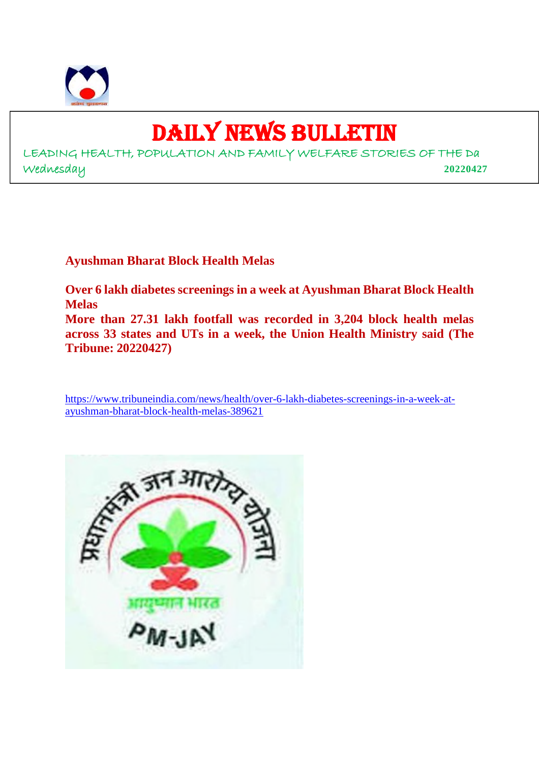# DAILY NEWS BULLETIN

LEADING HEALTH, POPULATION AND FAMILY WELFARE STORIES OF THE Da

Wednesday **20220427**

**Ayushman Bharat Block Health Melas**

**Over 6 lakh diabetes screenings in a week at Ayushman Bharat Block Health Melas**

**More than 27.31 lakh footfall was recorded in 3,204 block health melas across 33 states and UTs in a week, the Union Health Ministry said (The Tribune: 20220427)**

https://www.tribuneindia.com/news/health/over-6-lakh-diabetes-screenings-in-a-week-at-ayushman-bharat-block-health-melas-389621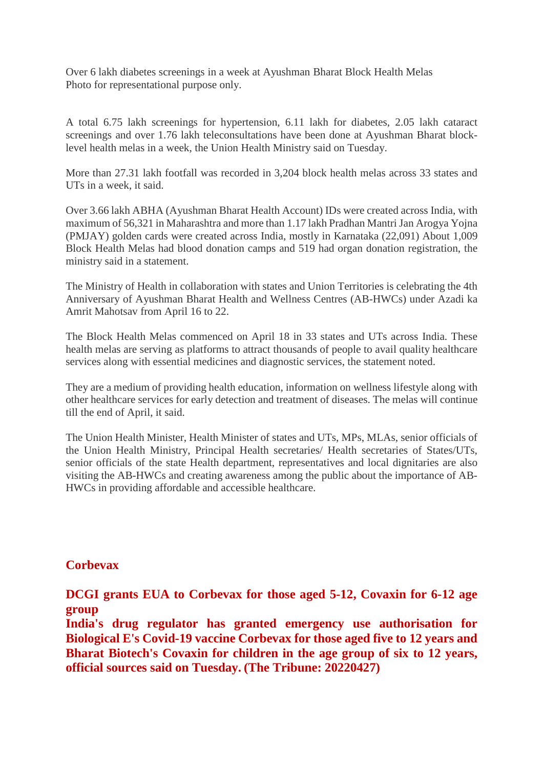Over 6 lakh diabetes screenings in a week at Ayushman Bharat Block Health Melas
Photo for representational purpose only.

A total 6.75 lakh screenings for hypertension, 6.11 lakh for diabetes, 2.05 lakh cataract screenings and over 1.76 lakh teleconsultations have been done at Ayushman Bharat block-level health melas in a week, the Union Health Ministry said on Tuesday.

More than 27.31 lakh footfall was recorded in 3,204 block health melas across 33 states and UTs in a week, it said.

Over 3.66 lakh ABHA (Ayushman Bharat Health Account) IDs were created across India, with maximum of 56,321 in Maharashtra and more than 1.17 lakh Pradhan Mantri Jan Arogya Yojna (PMJAY) golden cards were created across India, mostly in Karnataka (22,091) About 1,009 Block Health Melas had blood donation camps and 519 had organ donation registration, the ministry said in a statement.

The Ministry of Health in collaboration with states and Union Territories is celebrating the 4th Anniversary of Ayushman Bharat Health and Wellness Centres (AB-HWCs) under Azadi ka Amrit Mahotsav from April 16 to 22.

The Block Health Melas commenced on April 18 in 33 states and UTs across India. These health melas are serving as platforms to attract thousands of people to avail quality healthcare services along with essential medicines and diagnostic services, the statement noted.

They are a medium of providing health education, information on wellness lifestyle along with other healthcare services for early detection and treatment of diseases. The melas will continue till the end of April, it said.

The Union Health Minister, Health Minister of states and UTs, MPs, MLAs, senior officials of the Union Health Ministry, Principal Health secretaries/ Health secretaries of States/UTs, senior officials of the state Health department, representatives and local dignitaries are also visiting the AB-HWCs and creating awareness among the public about the importance of AB-HWCs in providing affordable and accessible healthcare.

## Corbevax

**DCGI grants EUA to Corbevax for those aged 5-12, Covaxin for 6-12 age group**
**India's drug regulator has granted emergency use authorisation for Biological E's Covid-19 vaccine Corbevax for those aged five to 12 years and Bharat Biotech's Covaxin for children in the age group of six to 12 years, official sources said on Tuesday. (The Tribune: 20220427)**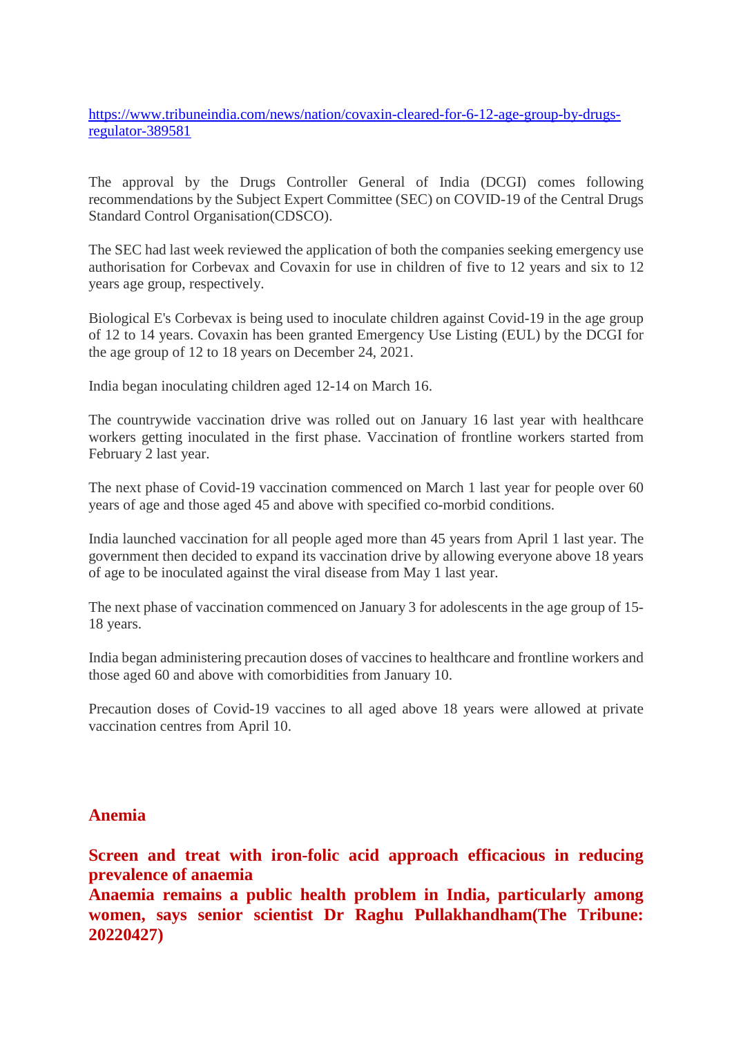https://www.tribuneindia.com/news/nation/covaxin-cleared-for-6-12-age-group-by-drugs-regulator-389581

The approval by the Drugs Controller General of India (DCGI) comes following recommendations by the Subject Expert Committee (SEC) on COVID-19 of the Central Drugs Standard Control Organisation(CDSCO).

The SEC had last week reviewed the application of both the companies seeking emergency use authorisation for Corbevax and Covaxin for use in children of five to 12 years and six to 12 years age group, respectively.

Biological E's Corbevax is being used to inoculate children against Covid-19 in the age group of 12 to 14 years. Covaxin has been granted Emergency Use Listing (EUL) by the DCGI for the age group of 12 to 18 years on December 24, 2021.

India began inoculating children aged 12-14 on March 16.

The countrywide vaccination drive was rolled out on January 16 last year with healthcare workers getting inoculated in the first phase. Vaccination of frontline workers started from February 2 last year.

The next phase of Covid-19 vaccination commenced on March 1 last year for people over 60 years of age and those aged 45 and above with specified co-morbid conditions.

India launched vaccination for all people aged more than 45 years from April 1 last year. The government then decided to expand its vaccination drive by allowing everyone above 18 years of age to be inoculated against the viral disease from May 1 last year.

The next phase of vaccination commenced on January 3 for adolescents in the age group of 15-18 years.

India began administering precaution doses of vaccines to healthcare and frontline workers and those aged 60 and above with comorbidities from January 10.

Precaution doses of Covid-19 vaccines to all aged above 18 years were allowed at private vaccination centres from April 10.

## Anemia

### Screen and treat with iron-folic acid approach efficacious in reducing prevalence of anaemia

### Anaemia remains a public health problem in India, particularly among women, says senior scientist Dr Raghu Pullakhandham(The Tribune: 20220427)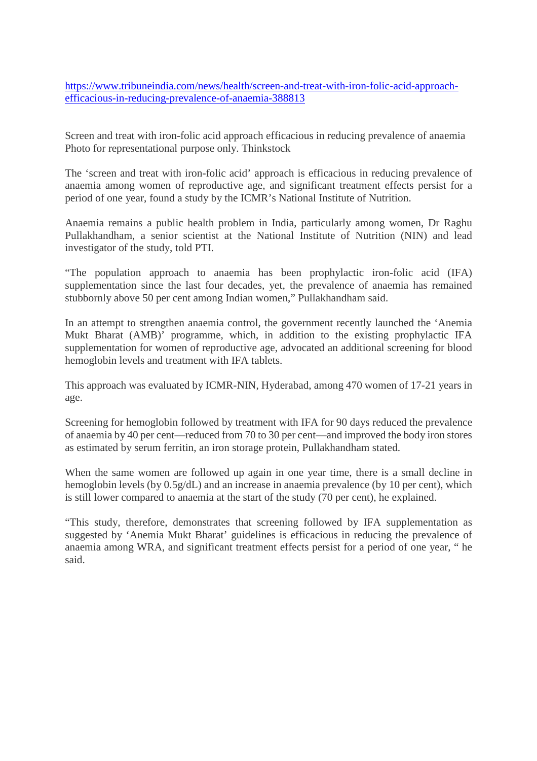[https://www.tribuneindia.com/news/health/screen-and-treat-with-iron-folic-acid-approach-efficacious-in-reducing-prevalence-of-anaemia-388813](https://www.tribuneindia.com/news/health/screen-and-treat-with-iron-folic-acid-approach-efficacious-in-reducing-prevalence-of-anaemia-388813)

Screen and treat with iron-folic acid approach efficacious in reducing prevalence of anaemia
Photo for representational purpose only. Thinkstock

The 'screen and treat with iron-folic acid' approach is efficacious in reducing prevalence of anaemia among women of reproductive age, and significant treatment effects persist for a period of one year, found a study by the ICMR's National Institute of Nutrition.

Anaemia remains a public health problem in India, particularly among women, Dr Raghu Pullakhandham, a senior scientist at the National Institute of Nutrition (NIN) and lead investigator of the study, told PTI.

"The population approach to anaemia has been prophylactic iron-folic acid (IFA) supplementation since the last four decades, yet, the prevalence of anaemia has remained stubbornly above 50 per cent among Indian women," Pullakhandham said.

In an attempt to strengthen anaemia control, the government recently launched the 'Anemia Mukt Bharat (AMB)' programme, which, in addition to the existing prophylactic IFA supplementation for women of reproductive age, advocated an additional screening for blood hemoglobin levels and treatment with IFA tablets.

This approach was evaluated by ICMR-NIN, Hyderabad, among 470 women of 17-21 years in age.

Screening for hemoglobin followed by treatment with IFA for 90 days reduced the prevalence of anaemia by 40 per cent—reduced from 70 to 30 per cent—and improved the body iron stores as estimated by serum ferritin, an iron storage protein, Pullakhandham stated.

When the same women are followed up again in one year time, there is a small decline in hemoglobin levels (by 0.5g/dL) and an increase in anaemia prevalence (by 10 per cent), which is still lower compared to anaemia at the start of the study (70 per cent), he explained.

"This study, therefore, demonstrates that screening followed by IFA supplementation as suggested by 'Anemia Mukt Bharat' guidelines is efficacious in reducing the prevalence of anaemia among WRA, and significant treatment effects persist for a period of one year, " he said.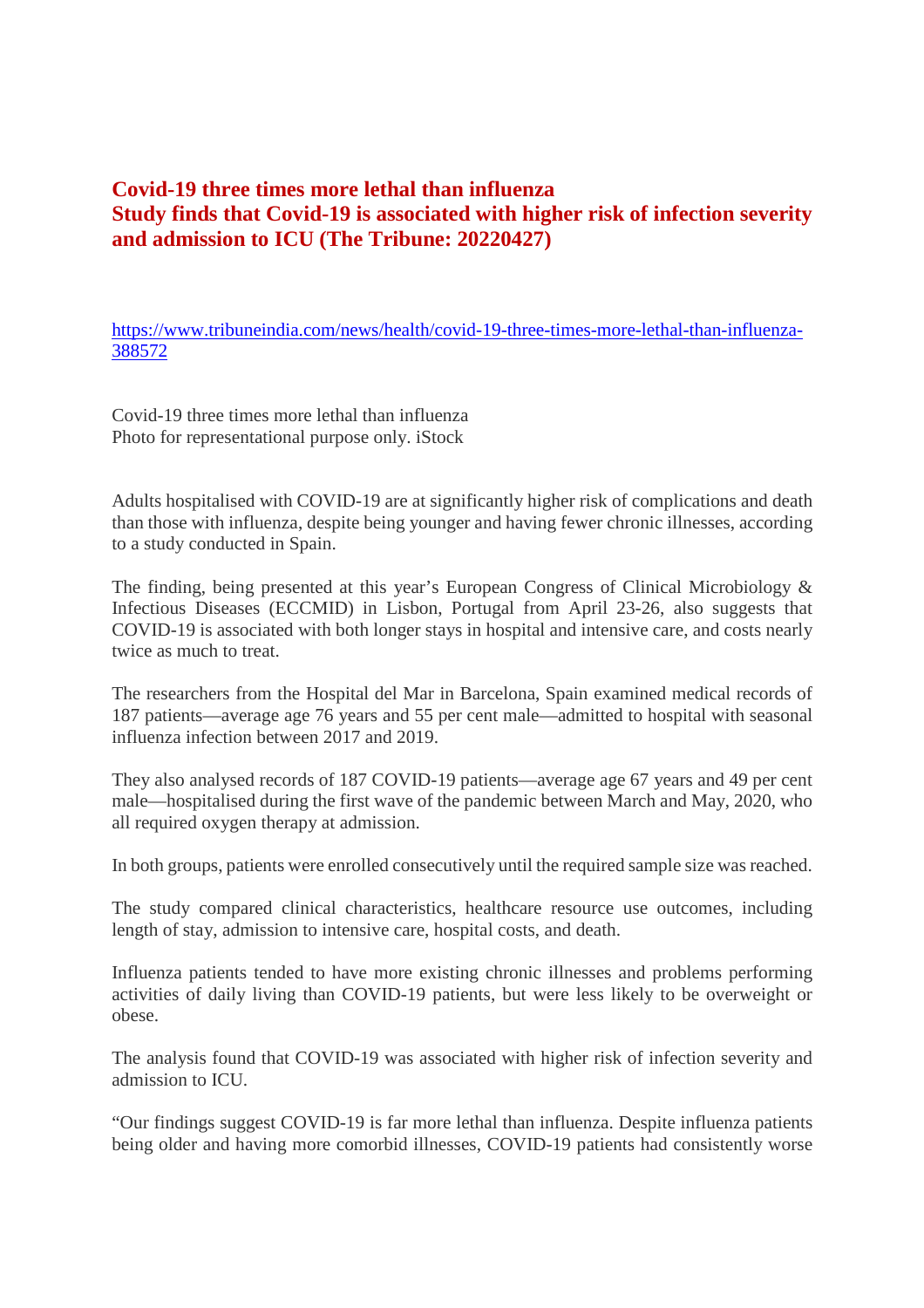## Covid-19 three times more lethal than influenza
## Study finds that Covid-19 is associated with higher risk of infection severity and admission to ICU (The Tribune: 20220427)

https://www.tribuneindia.com/news/health/covid-19-three-times-more-lethal-than-influenza-388572

Covid-19 three times more lethal than influenza
Photo for representational purpose only. iStock

Adults hospitalised with COVID-19 are at significantly higher risk of complications and death than those with influenza, despite being younger and having fewer chronic illnesses, according to a study conducted in Spain.

The finding, being presented at this year's European Congress of Clinical Microbiology & Infectious Diseases (ECCMID) in Lisbon, Portugal from April 23-26, also suggests that COVID-19 is associated with both longer stays in hospital and intensive care, and costs nearly twice as much to treat.

The researchers from the Hospital del Mar in Barcelona, Spain examined medical records of 187 patients—average age 76 years and 55 per cent male—admitted to hospital with seasonal influenza infection between 2017 and 2019.

They also analysed records of 187 COVID-19 patients—average age 67 years and 49 per cent male—hospitalised during the first wave of the pandemic between March and May, 2020, who all required oxygen therapy at admission.

In both groups, patients were enrolled consecutively until the required sample size was reached.

The study compared clinical characteristics, healthcare resource use outcomes, including length of stay, admission to intensive care, hospital costs, and death.

Influenza patients tended to have more existing chronic illnesses and problems performing activities of daily living than COVID-19 patients, but were less likely to be overweight or obese.

The analysis found that COVID-19 was associated with higher risk of infection severity and admission to ICU.

"Our findings suggest COVID-19 is far more lethal than influenza. Despite influenza patients being older and having more comorbid illnesses, COVID-19 patients had consistently worse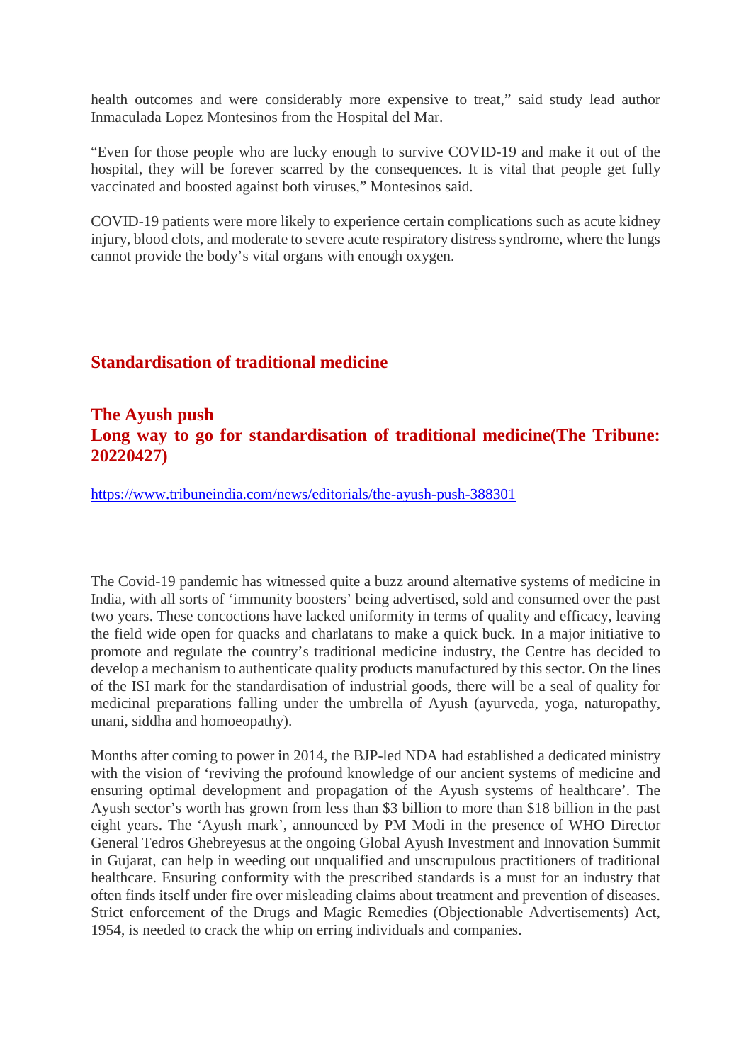health outcomes and were considerably more expensive to treat," said study lead author Inmaculada Lopez Montesinos from the Hospital del Mar.

"Even for those people who are lucky enough to survive COVID-19 and make it out of the hospital, they will be forever scarred by the consequences. It is vital that people get fully vaccinated and boosted against both viruses," Montesinos said.

COVID-19 patients were more likely to experience certain complications such as acute kidney injury, blood clots, and moderate to severe acute respiratory distress syndrome, where the lungs cannot provide the body's vital organs with enough oxygen.

## Standardisation of traditional medicine

## The Ayush push
## Long way to go for standardisation of traditional medicine(The Tribune: 20220427)

https://www.tribuneindia.com/news/editorials/the-ayush-push-388301

The Covid-19 pandemic has witnessed quite a buzz around alternative systems of medicine in India, with all sorts of 'immunity boosters' being advertised, sold and consumed over the past two years. These concoctions have lacked uniformity in terms of quality and efficacy, leaving the field wide open for quacks and charlatans to make a quick buck. In a major initiative to promote and regulate the country's traditional medicine industry, the Centre has decided to develop a mechanism to authenticate quality products manufactured by this sector. On the lines of the ISI mark for the standardisation of industrial goods, there will be a seal of quality for medicinal preparations falling under the umbrella of Ayush (ayurveda, yoga, naturopathy, unani, siddha and homoeopathy).

Months after coming to power in 2014, the BJP-led NDA had established a dedicated ministry with the vision of 'reviving the profound knowledge of our ancient systems of medicine and ensuring optimal development and propagation of the Ayush systems of healthcare'. The Ayush sector's worth has grown from less than $3 billion to more than $18 billion in the past eight years. The 'Ayush mark', announced by PM Modi in the presence of WHO Director General Tedros Ghebreyesus at the ongoing Global Ayush Investment and Innovation Summit in Gujarat, can help in weeding out unqualified and unscrupulous practitioners of traditional healthcare. Ensuring conformity with the prescribed standards is a must for an industry that often finds itself under fire over misleading claims about treatment and prevention of diseases. Strict enforcement of the Drugs and Magic Remedies (Objectionable Advertisements) Act, 1954, is needed to crack the whip on erring individuals and companies.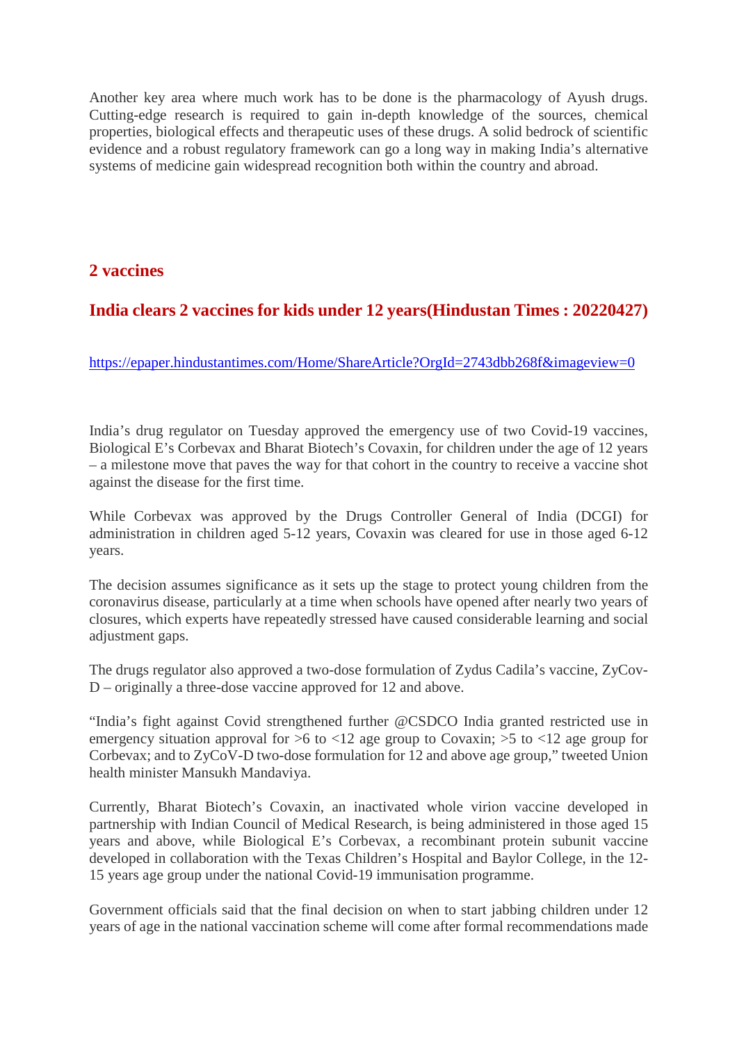Another key area where much work has to be done is the pharmacology of Ayush drugs. Cutting-edge research is required to gain in-depth knowledge of the sources, chemical properties, biological effects and therapeutic uses of these drugs. A solid bedrock of scientific evidence and a robust regulatory framework can go a long way in making India's alternative systems of medicine gain widespread recognition both within the country and abroad.

## 2 vaccines

## India clears 2 vaccines for kids under 12 years(Hindustan Times : 20220427)

https://epaper.hindustantimes.com/Home/ShareArticle?OrgId=2743dbb268f&imageview=0

India's drug regulator on Tuesday approved the emergency use of two Covid-19 vaccines, Biological E's Corbevax and Bharat Biotech's Covaxin, for children under the age of 12 years – a milestone move that paves the way for that cohort in the country to receive a vaccine shot against the disease for the first time.

While Corbevax was approved by the Drugs Controller General of India (DCGI) for administration in children aged 5-12 years, Covaxin was cleared for use in those aged 6-12 years.

The decision assumes significance as it sets up the stage to protect young children from the coronavirus disease, particularly at a time when schools have opened after nearly two years of closures, which experts have repeatedly stressed have caused considerable learning and social adjustment gaps.

The drugs regulator also approved a two-dose formulation of Zydus Cadila's vaccine, ZyCov-D – originally a three-dose vaccine approved for 12 and above.

"India's fight against Covid strengthened further @CSDCO India granted restricted use in emergency situation approval for >6 to <12 age group to Covaxin; >5 to <12 age group for Corbevax; and to ZyCoV-D two-dose formulation for 12 and above age group," tweeted Union health minister Mansukh Mandaviya.

Currently, Bharat Biotech's Covaxin, an inactivated whole virion vaccine developed in partnership with Indian Council of Medical Research, is being administered in those aged 15 years and above, while Biological E's Corbevax, a recombinant protein subunit vaccine developed in collaboration with the Texas Children's Hospital and Baylor College, in the 12-15 years age group under the national Covid-19 immunisation programme.

Government officials said that the final decision on when to start jabbing children under 12 years of age in the national vaccination scheme will come after formal recommendations made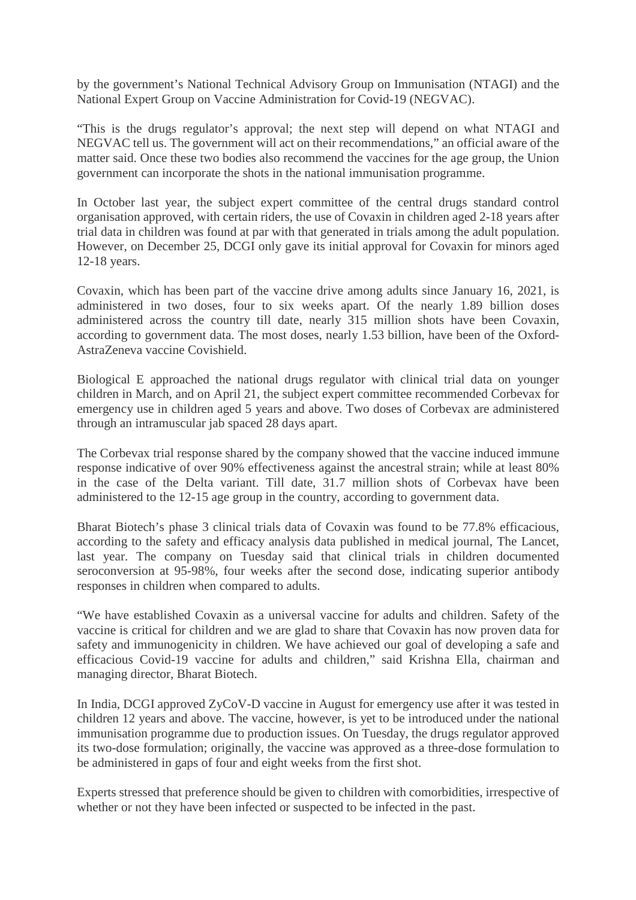by the government's National Technical Advisory Group on Immunisation (NTAGI) and the National Expert Group on Vaccine Administration for Covid-19 (NEGVAC).

"This is the drugs regulator's approval; the next step will depend on what NTAGI and NEGVAC tell us. The government will act on their recommendations," an official aware of the matter said. Once these two bodies also recommend the vaccines for the age group, the Union government can incorporate the shots in the national immunisation programme.

In October last year, the subject expert committee of the central drugs standard control organisation approved, with certain riders, the use of Covaxin in children aged 2-18 years after trial data in children was found at par with that generated in trials among the adult population. However, on December 25, DCGI only gave its initial approval for Covaxin for minors aged 12-18 years.

Covaxin, which has been part of the vaccine drive among adults since January 16, 2021, is administered in two doses, four to six weeks apart. Of the nearly 1.89 billion doses administered across the country till date, nearly 315 million shots have been Covaxin, according to government data. The most doses, nearly 1.53 billion, have been of the Oxford-AstraZeneva vaccine Covishield.

Biological E approached the national drugs regulator with clinical trial data on younger children in March, and on April 21, the subject expert committee recommended Corbevax for emergency use in children aged 5 years and above. Two doses of Corbevax are administered through an intramuscular jab spaced 28 days apart.

The Corbevax trial response shared by the company showed that the vaccine induced immune response indicative of over 90% effectiveness against the ancestral strain; while at least 80% in the case of the Delta variant. Till date, 31.7 million shots of Corbevax have been administered to the 12-15 age group in the country, according to government data.

Bharat Biotech's phase 3 clinical trials data of Covaxin was found to be 77.8% efficacious, according to the safety and efficacy analysis data published in medical journal, The Lancet, last year. The company on Tuesday said that clinical trials in children documented seroconversion at 95-98%, four weeks after the second dose, indicating superior antibody responses in children when compared to adults.

"We have established Covaxin as a universal vaccine for adults and children. Safety of the vaccine is critical for children and we are glad to share that Covaxin has now proven data for safety and immunogenicity in children. We have achieved our goal of developing a safe and efficacious Covid-19 vaccine for adults and children," said Krishna Ella, chairman and managing director, Bharat Biotech.

In India, DCGI approved ZyCoV-D vaccine in August for emergency use after it was tested in children 12 years and above. The vaccine, however, is yet to be introduced under the national immunisation programme due to production issues. On Tuesday, the drugs regulator approved its two-dose formulation; originally, the vaccine was approved as a three-dose formulation to be administered in gaps of four and eight weeks from the first shot.

Experts stressed that preference should be given to children with comorbidities, irrespective of whether or not they have been infected or suspected to be infected in the past.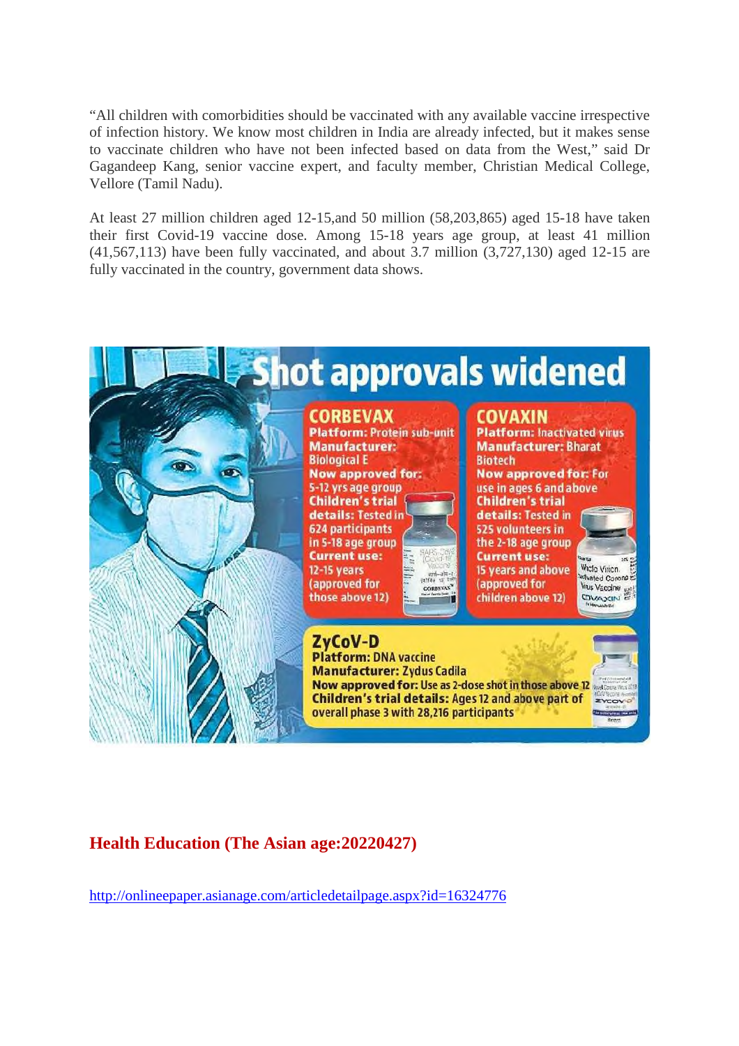"All children with comorbidities should be vaccinated with any available vaccine irrespective of infection history. We know most children in India are already infected, but it makes sense to vaccinate children who have not been infected based on data from the West," said Dr Gagandeep Kang, senior vaccine expert, and faculty member, Christian Medical College, Vellore (Tamil Nadu).

At least 27 million children aged 12-15,and 50 million (58,203,865) aged 15-18 have taken their first Covid-19 vaccine dose. Among 15-18 years age group, at least 41 million (41,567,113) have been fully vaccinated, and about 3.7 million (3,727,130) aged 12-15 are fully vaccinated in the country, government data shows.

# Shot approvals widened

**CORBEVAX**
**Platform:** Protein sub-unit
**Manufacturer:** Biological E
**Now approved for:** 5-12 yrs age group
**Children's trial details:** Tested in 624 participants in 5-18 age group
**Current use:** 12-15 years (approved for those above 12)

**COVAXIN**
**Platform:** Inactivated virus
**Manufacturer:** Bharat Biotech
**Now approved for:** For use in ages 6 and above
**Children's trial details:** Tested in 525 volunteers in the 2-18 age group
**Current use:** 15 years and above (approved for children above 12)

**ZyCoV-D**
**Platform:** DNA vaccine
**Manufacturer:** Zydus Cadila
**Now approved for:** Use as 2-dose shot in those above 12
**Children's trial details:** Ages 12 and above part of overall phase 3 with 28,216 participants

## Health Education (The Asian age:20220427)

http://onlineepaper.asianage.com/articledetailpage.aspx?id=16324776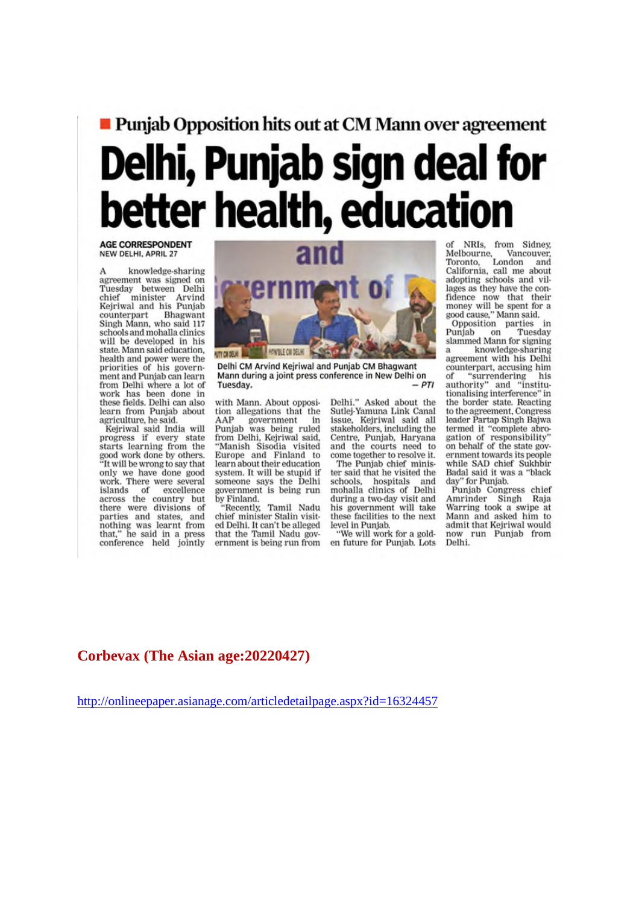## Punjab Opposition hits out at CM Mann over agreement

# Delhi, Punjab sign deal for better health, education

**AGE CORRESPONDENT**
NEW DELHI, APRIL 27

A knowledge-sharing agreement was signed on Tuesday between Delhi chief minister Arvind Kejriwal and his Punjab counterpart Bhagwant Singh Mann, who said 117 schools and mohalla clinics will be developed in his state. Mann said education, health and power were the priorities of his government and Punjab can learn from Delhi where a lot of work has been done in these fields. Delhi can also learn from Punjab about agriculture, he said.

Kejriwal said India will progress if every state starts learning from the good work done by others. "It will be wrong to say that only we have done good work. There were several islands of excellence across the country but there were divisions of parties and states, and nothing was learnt from that," he said in a press conference held jointly with Mann. About opposition allegations that the AAP government in Punjab was being ruled from Delhi, Kejriwal said, "Manish Sisodia visited Europe and Finland to learn about their education system. It will be stupid if someone says the Delhi government is being run by Finland.

"Recently, Tamil Nadu chief minister Stalin visited Delhi. It can't be alleged that the Tamil Nadu government is being run from Delhi." Asked about the Sutlej-Yamuna Link Canal issue, Kejriwal said all stakeholders, including the Centre, Punjab, Haryana and the courts need to come together to resolve it.

The Punjab chief minister said that he visited the schools, hospitals and mohalla clinics of Delhi during a two-day visit and his government will take these facilities to the next level in Punjab.

"We will work for a golden future for Punjab. Lots of NRIs, from Sidney, Melbourne, Vancouver, Toronto, London and California, call me about adopting schools and villages as they have the confidence now that their money will be spent for a good cause," Mann said.

Opposition parties in Punjab on Tuesday slammed Mann for signing a knowledge-sharing agreement with his Delhi counterpart, accusing him of "surrendering his authority" and "institutionalising interference" in the border state. Reacting to the agreement, Congress leader Partap Singh Bajwa termed it "complete abrogation of responsibility" on behalf of the state government towards its people while SAD chief Sukhbir Badal said it was a "black day" for Punjab.

Punjab Congress chief Amrinder Singh Raja Warring took a swipe at Mann and asked him to admit that Kejriwal would now run Punjab from Delhi.

Delhi CM Arvind Kejriwal and Punjab CM Bhagwant Mann during a joint press conference in New Delhi on Tuesday. — *PTI*

**Corbevax (The Asian age:20220427)**

http://onlineepaper.asianage.com/articledetailpage.aspx?id=16324457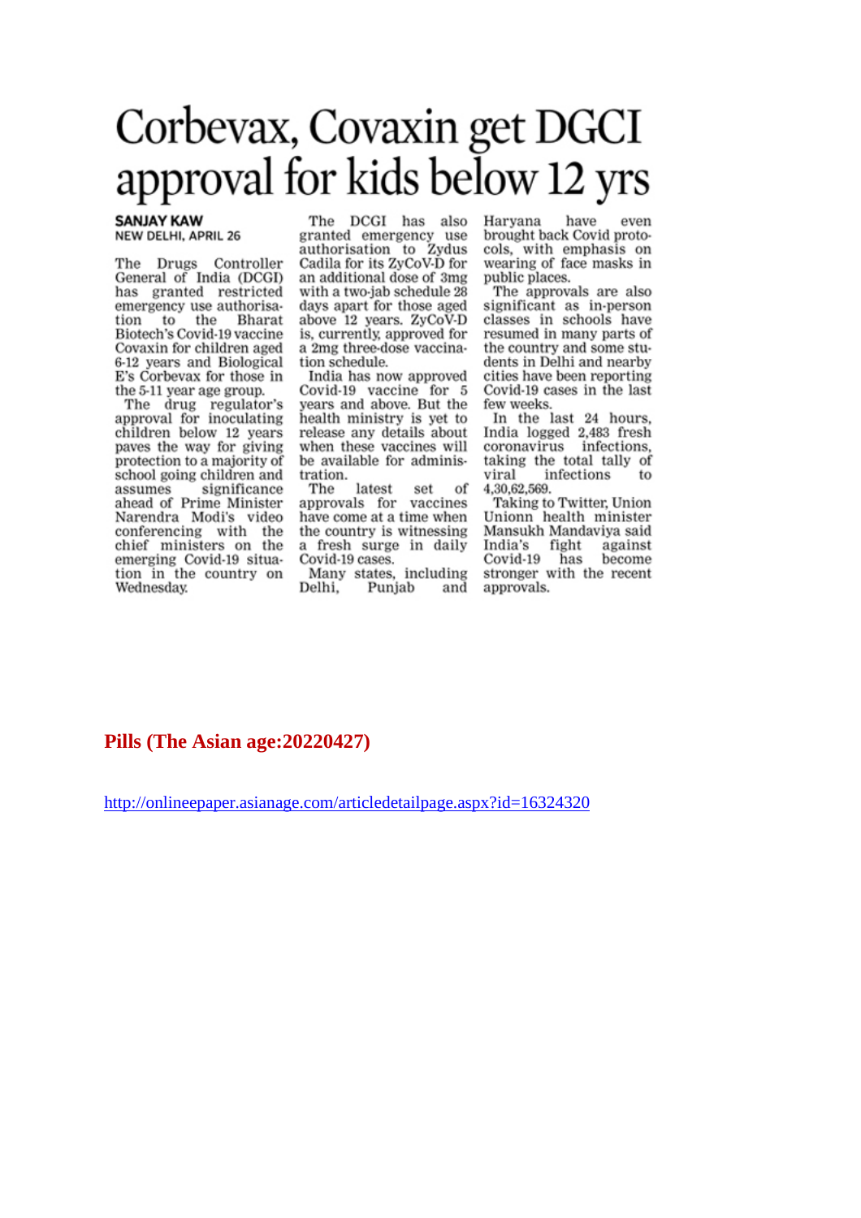# Corbevax, Covaxin get DGCI approval for kids below 12 yrs

**SANJAY KAW**
NEW DELHI, APRIL 26

The Drugs Controller General of India (DCGI) has granted restricted emergency use authorisation to the Bharat Biotech's Covid-19 vaccine Covaxin for children aged 6-12 years and Biological E's Corbevax for those in the 5-11 year age group.

The drug regulator's approval for inoculating children below 12 years paves the way for giving protection to a majority of school going children and assumes significance ahead of Prime Minister Narendra Modi's video conferencing with the chief ministers on the emerging Covid-19 situation in the country on Wednesday.

The DCGI has also granted emergency use authorisation to Zydus Cadila for its ZyCoV-D for an additional dose of 3mg with a two-jab schedule 28 days apart for those aged above 12 years. ZyCoV-D is, currently, approved for a 2mg three-dose vaccination schedule.

India has now approved Covid-19 vaccine for 5 years and above. But the health ministry is yet to release any details about when these vaccines will be available for administration.

The latest set of approvals for vaccines have come at a time when the country is witnessing a fresh surge in daily Covid-19 cases.

Many states, including Delhi, Punjab and Haryana have even brought back Covid protocols, with emphasis on wearing of face masks in public places.

The approvals are also significant as in-person classes in schools have resumed in many parts of the country and some students in Delhi and nearby cities have been reporting Covid-19 cases in the last few weeks.

In the last 24 hours, India logged 2,483 fresh coronavirus infections, taking the total tally of viral infections to 4,30,62,569.

Taking to Twitter, Union Unionn health minister Mansukh Mandaviya said India's fight against Covid-19 has become stronger with the recent approvals.

**Pills (The Asian age:20220427)**

http://onlineepaper.asianage.com/articledetailpage.aspx?id=16324320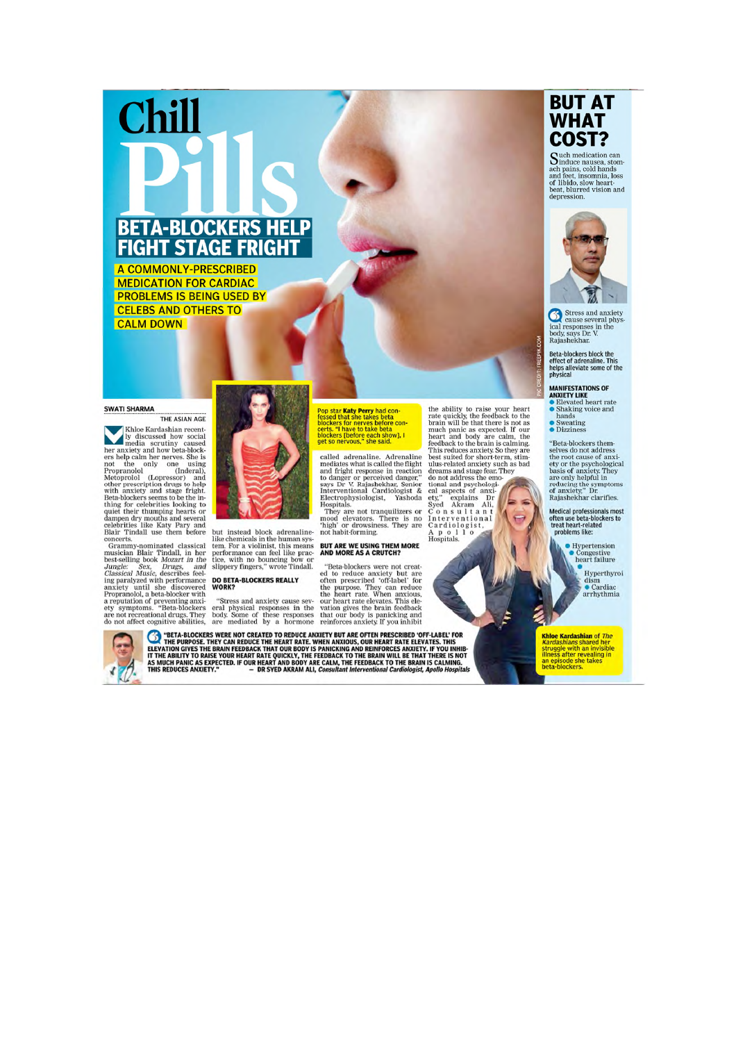# Chill Pills

## BETA-BLOCKERS HELP FIGHT STAGE FRIGHT

**A COMMONLY-PRESCRIBED MEDICATION FOR CARDIAC PROBLEMS IS BEING USED BY CELEBS AND OTHERS TO CALM DOWN**

PIC CREDIT: FREEPIK.COM

**SWATI SHARMA**
THE ASIAN AGE

Khloe Kardashian recently discussed how social media scrutiny caused her anxiety and how beta-blockers help calm her nerves. She is not the only one using Propranolol (Inderal), Metoprolol (Lopressor) and other prescription drugs to help with anxiety and stage fright. Beta-blockers seems to be the in-thing for celebrities looking to quiet their thumping hearts or dampen dry mouths and several celebrities like Katy Pary and Blair Tindall use them before concerts.

Grammy-nominated classical musician Blair Tindall, in her best-selling book *Mozart in the Jungle: Sex, Drugs, and Classical Music*, describes feeling paralyzed with performance anxiety until she discovered Propranolol, a beta-blocker with a reputation of preventing anxiety symptoms. "Beta-blockers are not recreational drugs. They do not affect cognitive abilities, but instead block adrenaline-like chemicals in the human system. For a violinist, this means performance can feel like practice, with no bouncing bow or slippery fingers," wrote Tindall.

Pop star **Katy Perry** had confessed that she takes beta blockers for nerves before concerts. **"I have to take beta blockers [before each show], I get so nervous," she said.**

### DO BETA-BLOCKERS REALLY WORK?

"Stress and anxiety cause several physical responses in the body. Some of these responses are mediated by a hormone called adrenaline. Adrenaline mediates what is called the flight and fright response in reaction to danger or perceived danger," says Dr V. Rajashekhar, Senior Interventional Cardiologist & Electrophysiologist, Yashoda Hospitals.

They are not tranquilizers or mood elevators. There is no 'high' or drowsiness. They are not habit-forming.

### BUT ARE WE USING THEM MORE AND MORE AS A CRUTCH?

"Beta-blockers were not created to reduce anxiety but are often prescribed 'off-label' for the purpose. They can reduce the heart rate. When anxious, our heart rate elevates. This elevation gives the brain feedback that our body is panicking and reinforces anxiety. If you inhibit the ability to raise your heart rate quickly, the feedback to the brain will be that there is not as much panic as expected. If our heart and body are calm, the feedback to the brain is calming. This reduces anxiety. So they are best suited for short-term, stimulus-related anxiety such as bad dreams and stage fear. They do not address the emotional and psychological aspects of anxiety," explains Dr Syed Akram Ali, Consultant Interventional Cardiologist, Apollo Hospitals.

**"BETA-BLOCKERS WERE NOT CREATED TO REDUCE ANXIETY BUT ARE OFTEN PRESCRIBED 'OFF-LABEL' FOR THE PURPOSE. THEY CAN REDUCE THE HEART RATE. WHEN ANXIOUS, OUR HEART RATE ELEVATES. THIS ELEVATION GIVES THE BRAIN FEEDBACK THAT OUR BODY IS PANICKING AND REINFORCES ANXIETY. IF YOU INHIBIT THE ABILITY TO RAISE YOUR HEART RATE QUICKLY, THE FEEDBACK TO THE BRAIN WILL BE THAT THERE IS NOT AS MUCH PANIC AS EXPECTED. IF OUR HEART AND BODY ARE CALM, THE FEEDBACK TO THE BRAIN IS CALMING. THIS REDUCES ANXIETY."**
— DR SYED AKRAM ALI, *Consultant Interventional Cardiologist, Apollo Hospitals*

**Khloe Kardashian** of *The Kardashians* shared her struggle with an invisible illness after revealing in an episode she takes beta-blockers.

## BUT AT WHAT COST?

Such medication can induce nausea, stomach pains, cold hands and feet, insomnia, loss of libido, slow heartbeat, blurred vision and depression.

Stress and anxiety cause several physical responses in the body, says Dr. V. Rajashekhar.

**Beta-blockers block the effect of adrenaline. This helps alleviate some of the physical**

**MANIFESTATIONS OF ANXIETY LIKE**

- Elevated heart rate
- Shaking voice and hands
- Sweating
- Dizziness

"Beta-blockers themselves do not address the root cause of anxiety or the psychological basis of anxiety. They are only helpful in reducing the symptoms of anxiety," Dr. Rajashekhar clarifies.

**Medical professionals most often use beta-blockers to treat heart-related problems like:**

- Hypertension
- Congestive heart failure
- Hyperthyroidism
- Cardiac arrhythmia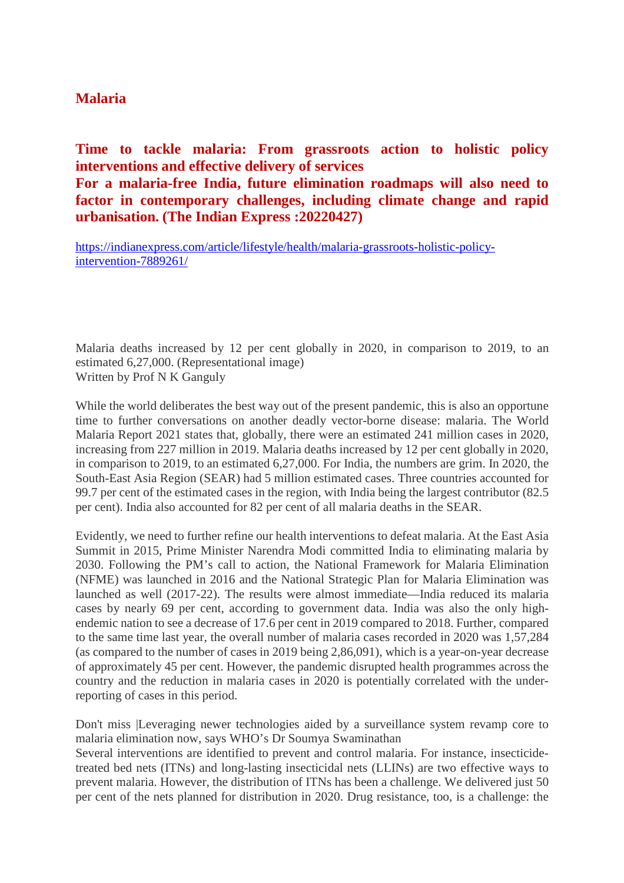## Malaria

### Time to tackle malaria: From grassroots action to holistic policy interventions and effective delivery of services
### For a malaria-free India, future elimination roadmaps will also need to factor in contemporary challenges, including climate change and rapid urbanisation. (The Indian Express :20220427)

https://indianexpress.com/article/lifestyle/health/malaria-grassroots-holistic-policy-intervention-7889261/

Malaria deaths increased by 12 per cent globally in 2020, in comparison to 2019, to an estimated 6,27,000. (Representational image)
Written by Prof N K Ganguly

While the world deliberates the best way out of the present pandemic, this is also an opportune time to further conversations on another deadly vector-borne disease: malaria. The World Malaria Report 2021 states that, globally, there were an estimated 241 million cases in 2020, increasing from 227 million in 2019. Malaria deaths increased by 12 per cent globally in 2020, in comparison to 2019, to an estimated 6,27,000. For India, the numbers are grim. In 2020, the South-East Asia Region (SEAR) had 5 million estimated cases. Three countries accounted for 99.7 per cent of the estimated cases in the region, with India being the largest contributor (82.5 per cent). India also accounted for 82 per cent of all malaria deaths in the SEAR.

Evidently, we need to further refine our health interventions to defeat malaria. At the East Asia Summit in 2015, Prime Minister Narendra Modi committed India to eliminating malaria by 2030. Following the PM's call to action, the National Framework for Malaria Elimination (NFME) was launched in 2016 and the National Strategic Plan for Malaria Elimination was launched as well (2017-22). The results were almost immediate—India reduced its malaria cases by nearly 69 per cent, according to government data. India was also the only high-endemic nation to see a decrease of 17.6 per cent in 2019 compared to 2018. Further, compared to the same time last year, the overall number of malaria cases recorded in 2020 was 1,57,284 (as compared to the number of cases in 2019 being 2,86,091), which is a year-on-year decrease of approximately 45 per cent. However, the pandemic disrupted health programmes across the country and the reduction in malaria cases in 2020 is potentially correlated with the under-reporting of cases in this period.

Don't miss |Leveraging newer technologies aided by a surveillance system revamp core to malaria elimination now, says WHO's Dr Soumya Swaminathan
Several interventions are identified to prevent and control malaria. For instance, insecticide-treated bed nets (ITNs) and long-lasting insecticidal nets (LLINs) are two effective ways to prevent malaria. However, the distribution of ITNs has been a challenge. We delivered just 50 per cent of the nets planned for distribution in 2020. Drug resistance, too, is a challenge: the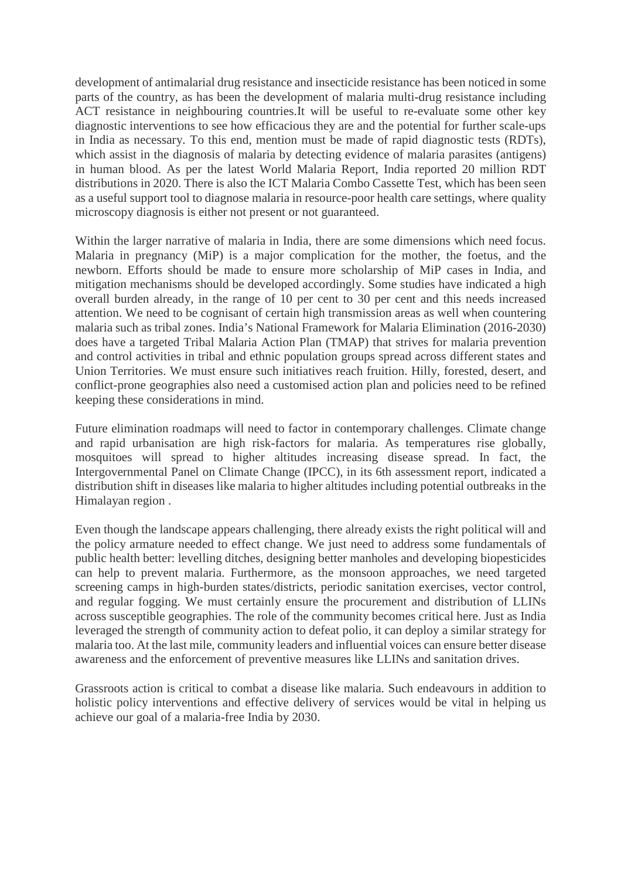development of antimalarial drug resistance and insecticide resistance has been noticed in some parts of the country, as has been the development of malaria multi-drug resistance including ACT resistance in neighbouring countries.It will be useful to re-evaluate some other key diagnostic interventions to see how efficacious they are and the potential for further scale-ups in India as necessary. To this end, mention must be made of rapid diagnostic tests (RDTs), which assist in the diagnosis of malaria by detecting evidence of malaria parasites (antigens) in human blood. As per the latest World Malaria Report, India reported 20 million RDT distributions in 2020. There is also the ICT Malaria Combo Cassette Test, which has been seen as a useful support tool to diagnose malaria in resource-poor health care settings, where quality microscopy diagnosis is either not present or not guaranteed.

Within the larger narrative of malaria in India, there are some dimensions which need focus. Malaria in pregnancy (MiP) is a major complication for the mother, the foetus, and the newborn. Efforts should be made to ensure more scholarship of MiP cases in India, and mitigation mechanisms should be developed accordingly. Some studies have indicated a high overall burden already, in the range of 10 per cent to 30 per cent and this needs increased attention. We need to be cognisant of certain high transmission areas as well when countering malaria such as tribal zones. India's National Framework for Malaria Elimination (2016-2030) does have a targeted Tribal Malaria Action Plan (TMAP) that strives for malaria prevention and control activities in tribal and ethnic population groups spread across different states and Union Territories. We must ensure such initiatives reach fruition. Hilly, forested, desert, and conflict-prone geographies also need a customised action plan and policies need to be refined keeping these considerations in mind.

Future elimination roadmaps will need to factor in contemporary challenges. Climate change and rapid urbanisation are high risk-factors for malaria. As temperatures rise globally, mosquitoes will spread to higher altitudes increasing disease spread. In fact, the Intergovernmental Panel on Climate Change (IPCC), in its 6th assessment report, indicated a distribution shift in diseases like malaria to higher altitudes including potential outbreaks in the Himalayan region .

Even though the landscape appears challenging, there already exists the right political will and the policy armature needed to effect change. We just need to address some fundamentals of public health better: levelling ditches, designing better manholes and developing biopesticides can help to prevent malaria. Furthermore, as the monsoon approaches, we need targeted screening camps in high-burden states/districts, periodic sanitation exercises, vector control, and regular fogging. We must certainly ensure the procurement and distribution of LLINs across susceptible geographies. The role of the community becomes critical here. Just as India leveraged the strength of community action to defeat polio, it can deploy a similar strategy for malaria too. At the last mile, community leaders and influential voices can ensure better disease awareness and the enforcement of preventive measures like LLINs and sanitation drives.

Grassroots action is critical to combat a disease like malaria. Such endeavours in addition to holistic policy interventions and effective delivery of services would be vital in helping us achieve our goal of a malaria-free India by 2030.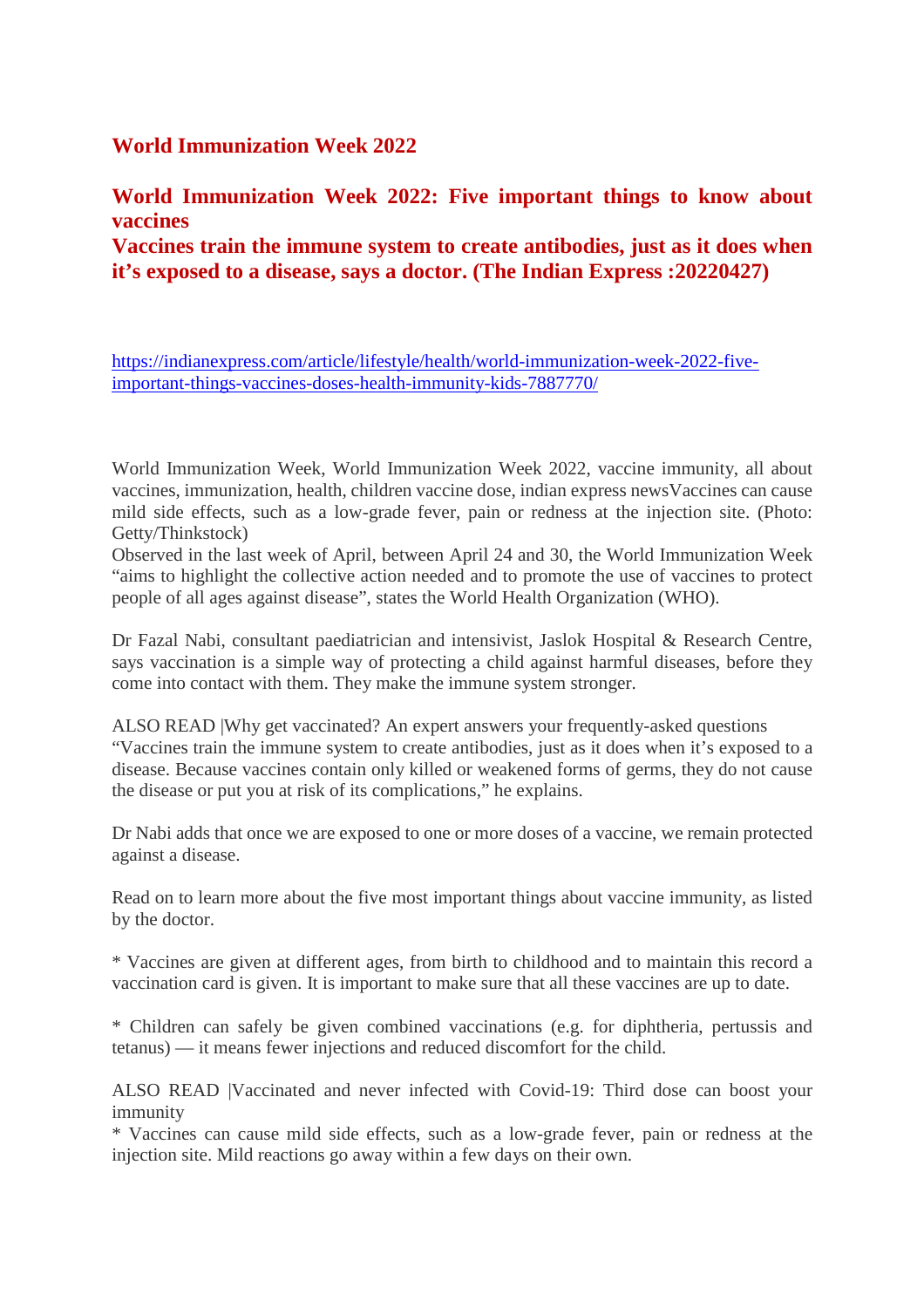## World Immunization Week 2022

## World Immunization Week 2022: Five important things to know about vaccines
**Vaccines train the immune system to create antibodies, just as it does when it's exposed to a disease, says a doctor. (The Indian Express :20220427)**

https://indianexpress.com/article/lifestyle/health/world-immunization-week-2022-five-important-things-vaccines-doses-health-immunity-kids-7887770/

World Immunization Week, World Immunization Week 2022, vaccine immunity, all about vaccines, immunization, health, children vaccine dose, indian express newsVaccines can cause mild side effects, such as a low-grade fever, pain or redness at the injection site. (Photo: Getty/Thinkstock)
Observed in the last week of April, between April 24 and 30, the World Immunization Week "aims to highlight the collective action needed and to promote the use of vaccines to protect people of all ages against disease", states the World Health Organization (WHO).

Dr Fazal Nabi, consultant paediatrician and intensivist, Jaslok Hospital & Research Centre, says vaccination is a simple way of protecting a child against harmful diseases, before they come into contact with them. They make the immune system stronger.

ALSO READ |Why get vaccinated? An expert answers your frequently-asked questions
"Vaccines train the immune system to create antibodies, just as it does when it's exposed to a disease. Because vaccines contain only killed or weakened forms of germs, they do not cause the disease or put you at risk of its complications," he explains.

Dr Nabi adds that once we are exposed to one or more doses of a vaccine, we remain protected against a disease.

Read on to learn more about the five most important things about vaccine immunity, as listed by the doctor.

* Vaccines are given at different ages, from birth to childhood and to maintain this record a vaccination card is given. It is important to make sure that all these vaccines are up to date.

* Children can safely be given combined vaccinations (e.g. for diphtheria, pertussis and tetanus) — it means fewer injections and reduced discomfort for the child.

ALSO READ |Vaccinated and never infected with Covid-19: Third dose can boost your immunity
* Vaccines can cause mild side effects, such as a low-grade fever, pain or redness at the injection site. Mild reactions go away within a few days on their own.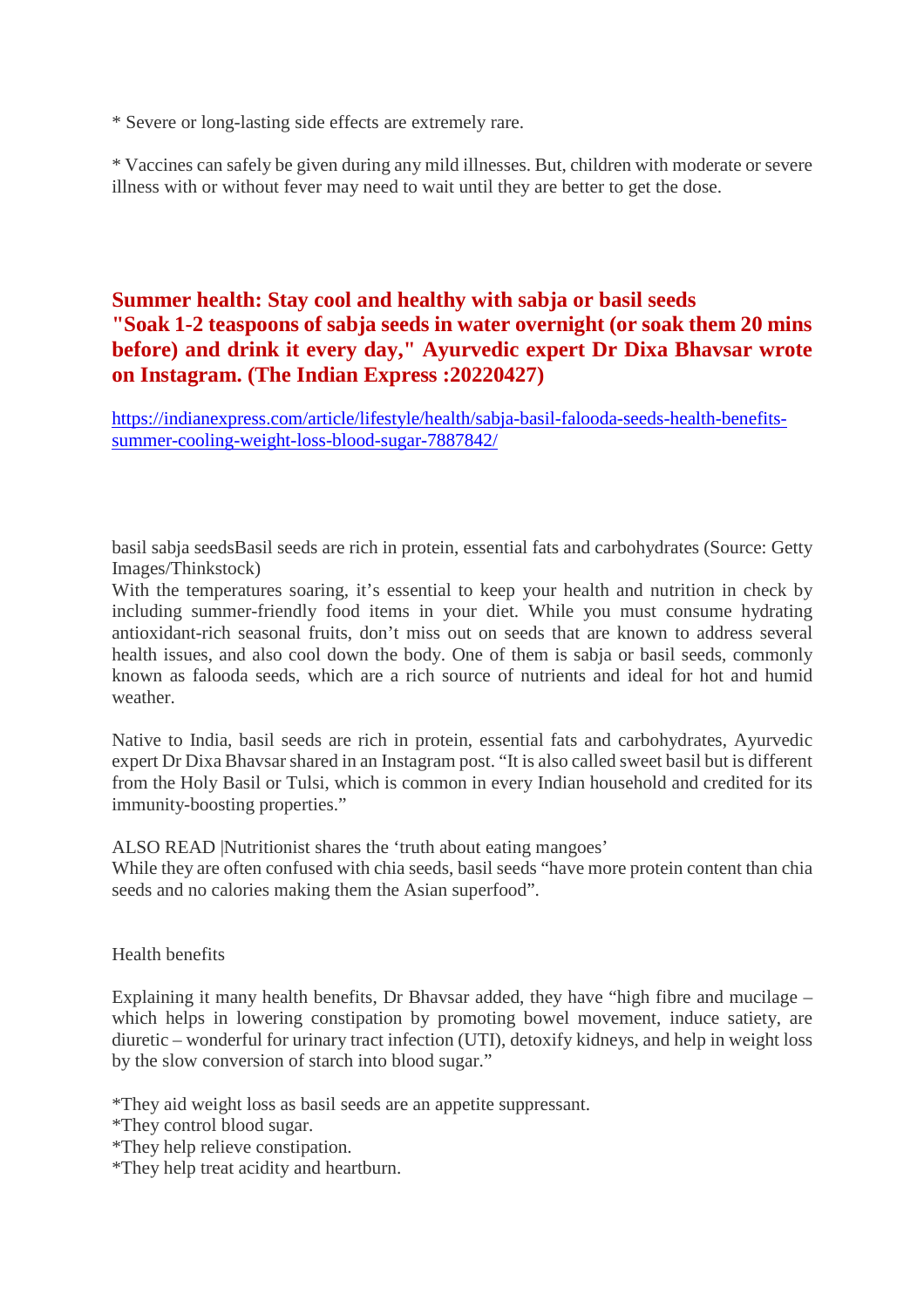* Severe or long-lasting side effects are extremely rare.

* Vaccines can safely be given during any mild illnesses. But, children with moderate or severe illness with or without fever may need to wait until they are better to get the dose.

## Summer health: Stay cool and healthy with sabja or basil seeds "Soak 1-2 teaspoons of sabja seeds in water overnight (or soak them 20 mins before) and drink it every day," Ayurvedic expert Dr Dixa Bhavsar wrote on Instagram. (The Indian Express :20220427)

https://indianexpress.com/article/lifestyle/health/sabja-basil-falooda-seeds-health-benefits-summer-cooling-weight-loss-blood-sugar-7887842/

basil sabja seedsBasil seeds are rich in protein, essential fats and carbohydrates (Source: Getty Images/Thinkstock)
With the temperatures soaring, it's essential to keep your health and nutrition in check by including summer-friendly food items in your diet. While you must consume hydrating antioxidant-rich seasonal fruits, don't miss out on seeds that are known to address several health issues, and also cool down the body. One of them is sabja or basil seeds, commonly known as falooda seeds, which are a rich source of nutrients and ideal for hot and humid weather.

Native to India, basil seeds are rich in protein, essential fats and carbohydrates, Ayurvedic expert Dr Dixa Bhavsar shared in an Instagram post. "It is also called sweet basil but is different from the Holy Basil or Tulsi, which is common in every Indian household and credited for its immunity-boosting properties."

ALSO READ |Nutritionist shares the 'truth about eating mangoes'
While they are often confused with chia seeds, basil seeds "have more protein content than chia seeds and no calories making them the Asian superfood".

Health benefits

Explaining it many health benefits, Dr Bhavsar added, they have "high fibre and mucilage – which helps in lowering constipation by promoting bowel movement, induce satiety, are diuretic – wonderful for urinary tract infection (UTI), detoxify kidneys, and help in weight loss by the slow conversion of starch into blood sugar."

*They aid weight loss as basil seeds are an appetite suppressant.
*They control blood sugar.
*They help relieve constipation.
*They help treat acidity and heartburn.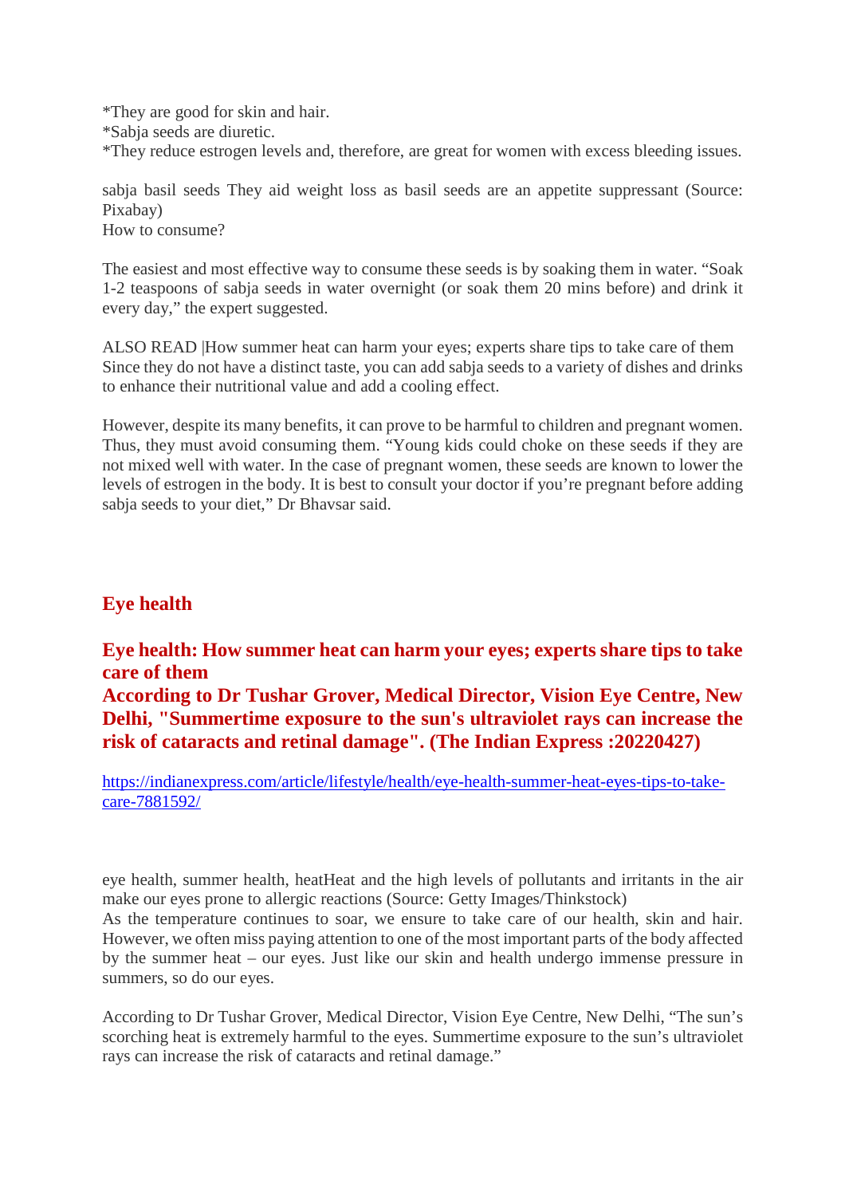*They are good for skin and hair.
*Sabja seeds are diuretic.
*They reduce estrogen levels and, therefore, are great for women with excess bleeding issues.

sabja basil seeds They aid weight loss as basil seeds are an appetite suppressant (Source: Pixabay)
How to consume?

The easiest and most effective way to consume these seeds is by soaking them in water. "Soak 1-2 teaspoons of sabja seeds in water overnight (or soak them 20 mins before) and drink it every day," the expert suggested.

ALSO READ |How summer heat can harm your eyes; experts share tips to take care of them
Since they do not have a distinct taste, you can add sabja seeds to a variety of dishes and drinks to enhance their nutritional value and add a cooling effect.

However, despite its many benefits, it can prove to be harmful to children and pregnant women. Thus, they must avoid consuming them. "Young kids could choke on these seeds if they are not mixed well with water. In the case of pregnant women, these seeds are known to lower the levels of estrogen in the body. It is best to consult your doctor if you're pregnant before adding sabja seeds to your diet," Dr Bhavsar said.

## Eye health

**Eye health: How summer heat can harm your eyes; experts share tips to take care of them**
**According to Dr Tushar Grover, Medical Director, Vision Eye Centre, New Delhi, "Summertime exposure to the sun's ultraviolet rays can increase the risk of cataracts and retinal damage". (The Indian Express :20220427)**

https://indianexpress.com/article/lifestyle/health/eye-health-summer-heat-eyes-tips-to-take-care-7881592/

eye health, summer health, heatHeat and the high levels of pollutants and irritants in the air make our eyes prone to allergic reactions (Source: Getty Images/Thinkstock)
As the temperature continues to soar, we ensure to take care of our health, skin and hair. However, we often miss paying attention to one of the most important parts of the body affected by the summer heat – our eyes. Just like our skin and health undergo immense pressure in summers, so do our eyes.

According to Dr Tushar Grover, Medical Director, Vision Eye Centre, New Delhi, "The sun's scorching heat is extremely harmful to the eyes. Summertime exposure to the sun's ultraviolet rays can increase the risk of cataracts and retinal damage."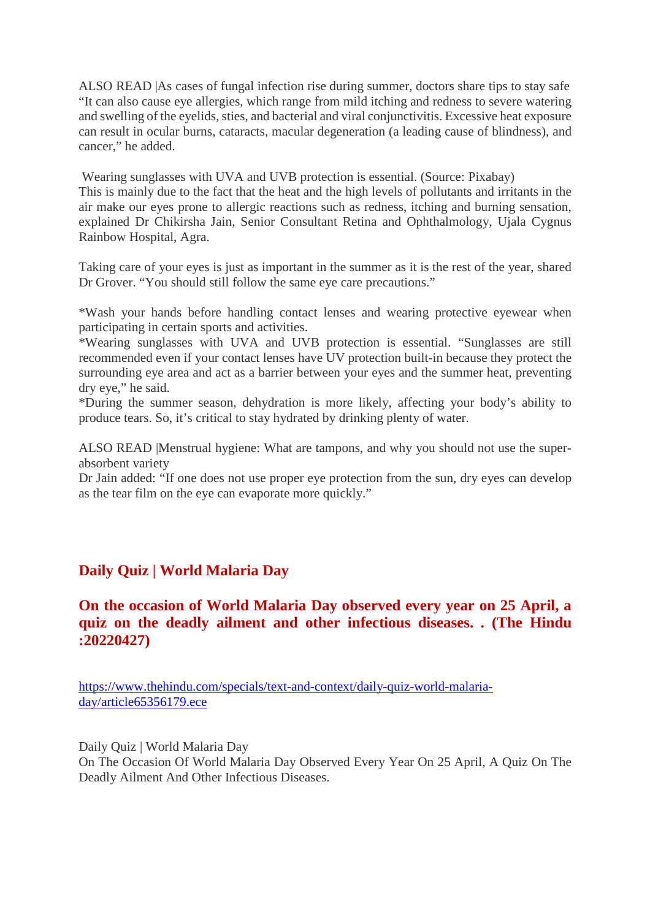ALSO READ |As cases of fungal infection rise during summer, doctors share tips to stay safe
"It can also cause eye allergies, which range from mild itching and redness to severe watering and swelling of the eyelids, sties, and bacterial and viral conjunctivitis. Excessive heat exposure can result in ocular burns, cataracts, macular degeneration (a leading cause of blindness), and cancer," he added.

Wearing sunglasses with UVA and UVB protection is essential. (Source: Pixabay)
This is mainly due to the fact that the heat and the high levels of pollutants and irritants in the air make our eyes prone to allergic reactions such as redness, itching and burning sensation, explained Dr Chikirsha Jain, Senior Consultant Retina and Ophthalmology, Ujala Cygnus Rainbow Hospital, Agra.

Taking care of your eyes is just as important in the summer as it is the rest of the year, shared Dr Grover. "You should still follow the same eye care precautions."

*Wash your hands before handling contact lenses and wearing protective eyewear when participating in certain sports and activities.
*Wearing sunglasses with UVA and UVB protection is essential. "Sunglasses are still recommended even if your contact lenses have UV protection built-in because they protect the surrounding eye area and act as a barrier between your eyes and the summer heat, preventing dry eye," he said.
*During the summer season, dehydration is more likely, affecting your body's ability to produce tears. So, it's critical to stay hydrated by drinking plenty of water.

ALSO READ |Menstrual hygiene: What are tampons, and why you should not use the super-absorbent variety
Dr Jain added: "If one does not use proper eye protection from the sun, dry eyes can develop as the tear film on the eye can evaporate more quickly."

## Daily Quiz | World Malaria Day

### On the occasion of World Malaria Day observed every year on 25 April, a quiz on the deadly ailment and other infectious diseases. . (The Hindu :20220427)

https://www.thehindu.com/specials/text-and-context/daily-quiz-world-malaria-day/article65356179.ece

Daily Quiz | World Malaria Day
On The Occasion Of World Malaria Day Observed Every Year On 25 April, A Quiz On The Deadly Ailment And Other Infectious Diseases.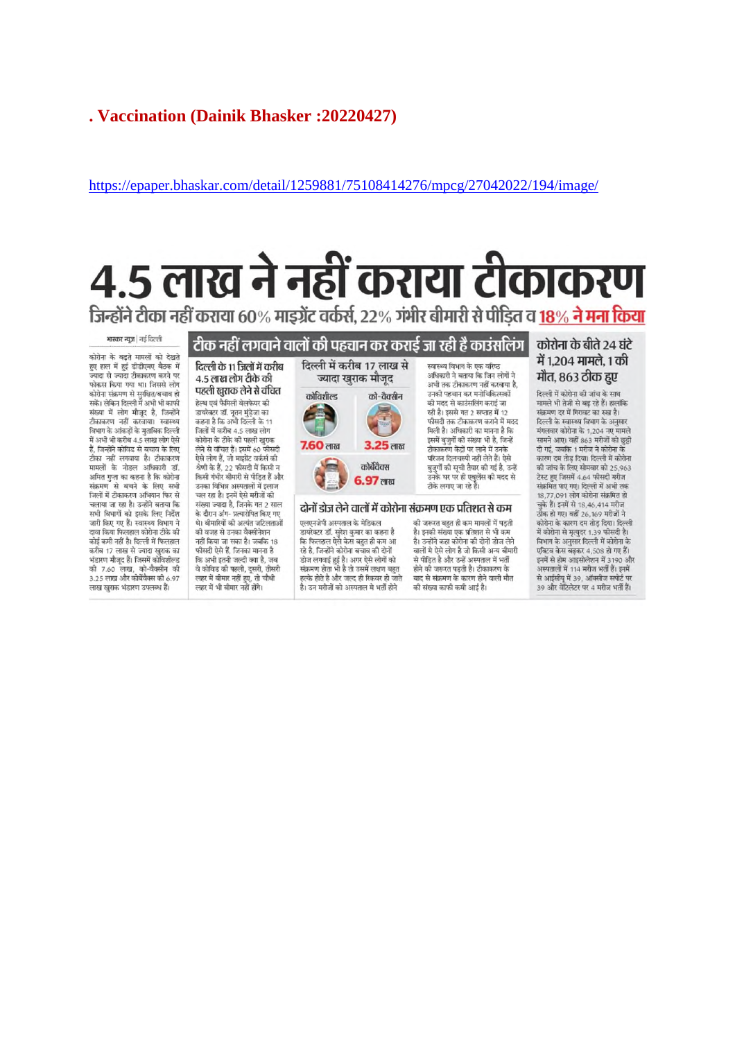**. Vaccination (Dainik Bhasker :20220427)**

https://epaper.bhaskar.com/detail/1259881/75108414276/mpcg/27042022/194/image/

# 4.5 लाख ने नहीं कराया टीकाकरण

## जिन्होंने टीका नहीं कराया 60% माइग्रेंट वर्कर्स, 22% गंभीर बीमारी से पीड़ित व 18% ने मना किया

भास्कर न्यूज | नई दिल्ली

कोरोना के बढ़ते मामलों को देखते हुए हाल में हुई डीडीएमए बैठक में ज्यादा से ज्यादा टीकाकरण करने पर फोकस किया गया था। जिससे लोग कोरोना संक्रमण से सुरक्षित/बचाव हो सकें। लेकिन दिल्ली में अभी भी काफी संख्या में लोग मौजूद है, जिन्होंने टीकाकरण नहीं करवाया। स्वास्थ्य विभाग के आंकड़ों के मुताबिक दिल्ली में अभी भी करीब 4.5 लाख लोग ऐसे हैं, जिन्होंने कोविड से बचाव के लिए टीका नहीं लगवाया है। टीकाकरण मामलों के नोडल अधिकारी डॉ. अमित गुप्ता का कहना है कि कोरोना संक्रमण से बचने के लिए सभी जिलों में टीकाकरण अभियान फिर से चलाया जा रहा है। उन्होंने बताया कि सभी विभागों को इसके लिए निर्देश जारी किए गए हैं। स्वास्थ्य विभाग ने दावा किया फिलहाल कोरोना टीके की कोई कमी नहीं है। दिल्ली में फिलहाल करीब 17 लाख से ज्यादा खुराक का भंडारण मौजूद है। जिसमें कोविशील्ड की 7.60 लाख, को-वैक्सीन की 3.25 लाख और कोर्बेवैक्स की 6.97 लाख खुराक भंडारण उपलब्ध हैं।

### टीका नहीं लगवाने वालों की पहचान कर कराई जा रही है काउंसलिंग

**दिल्ली के 11 जिलों में करीब 4.5 लाख लोग टीके की पहली खुराक लेने से वंचित**

हेल्थ एवं फैमिली वेलफेयर की डायरेक्टर डॉ. नूतन मुंडेजा का कहना है कि अभी दिल्ली के 11 जिलों में करीब 4.5 लाख लोग कोरोना के टीके की पहली खुराक लेने से वंचित हैं। इसमें 60 फीसदी ऐसे लोग हैं, जो माइग्रेंट वर्कर्स की श्रेणी के हैं, 22 फीसदी में किसी न किसी गंभीर बीमारी से पीड़ित हैं और उनका विभिन्न अस्पतालों में इलाज चल रहा है। इनमें ऐसे मरीजों की संख्या ज्यादा है, जिनके गत 2 साल के दौरान अंग- प्रत्यारोपित किए गए थे। बीमारियों की अत्यंत जटिलताओं की वजह से उनका वैक्सीनेशन नहीं किया जा सका है। जबकि 18 फीसदी ऐसे हैं, जिनका मानना है कि अभी इतनी जल्दी क्या है, जब वे कोविड की पहली, दूसरी, तीसरी लहर में बीमार नहीं हुए, तो चौथी लहर में भी बीमार नहीं होंगे।

**दिल्ली में करीब 17 लाख से ज्यादा खुराक मौजूद**

कोविशील्ड
7.60 लाख

को-वैक्सीन
3.25 लाख

कोर्बेवैक्स
6.97 लाख

स्वास्थ्य विभाग के एक वरिष्ठ अधिकारी ने बताया कि जिन लोगों ने अभी तक टीकाकरण नहीं करवाया है, उनकी पहचान कर मनोचिकित्सकों की मदद से काउंसलिंग कराई जा रही है। इससे गत 2 सप्ताह में 12 फीसदी तक टीकाकरण कराने में मदद मिली है। अधिकारी का मानना है कि इसमें बुजुर्गों की संख्या भी है, जिन्हें टीकाकरण केंद्रों पर लाने में उनके परिजन दिलचस्पी नहीं लेते हैं। ऐसे बुजुर्गों की सूची तैयार की गई है, उन्हें उनके घर पर ही एंबुलेंस की मदद से टीके लगाए जा रहे हैं।

### दोनों डोज लेने वालों में कोरोना संक्रमण एक प्रतिशत से कम

एलएनजेपी अस्पताल के मेडिकल डायरेक्टर डॉ. सुरेश कुमार का कहना है कि फिलहाल ऐसे केस बहुत ही कम आ रहे है, जिन्होंने कोरोना बचाव की दोनों डोज लगवाई हुई है। अगर ऐसे लोगों को संक्रमण होता भी है तो उसमें लक्षण बहुत हल्के होते है और जल्द ही रिकवर हो जाते है। उन मरीजों को अस्पताल में भर्ती होने की जरूरत बहुत ही कम मामलों में पड़ती है। इनकी संख्या एक प्रतिशत से भी कम है। उन्होंने कहा कोरोना की दोनों डोज लेने वालों में ऐसे लोग है जो किसी अन्य बीमारी से पीड़ित है और उन्हें अस्पताल में भर्ती होने की जरूरत पड़ती है। टीकाकरण के बाद से संक्रमण के कारण होने वाली मौत की संख्या काफी कमी आई है।

### कोरोना के बीते 24 घंटे में 1,204 मामले, 1 की मौत, 863 ठीक हुए

दिल्ली में कोरोना की जांच के साथ मामले भी तेजी से बढ़ रहे हैं। हालांकि संक्रमण दर में गिरावट का रुख है। दिल्ली के स्वास्थ्य विभाग के अनुसार मंगलवार कोरोना के 1,204 नए मामले सामने आए। वहीं 863 मरीजों को छुट्टी दी गई, जबकि 1 मरीज ने कोरोना के कारण दम तोड़ दिया। दिल्ली में कोरोना की जांच के लिए सोमवार को 25,963 टेस्ट हुए जिसमें 4.64 फीसदी मरीज संक्रमित पाए गए। दिल्ली में अभी तक 18,77,091 लोग कोरोना संक्रमित हो चुके हैं। इनमें से 18,46,414 मरीज ठीक हो गए। वहीं 26,169 मरीजों ने कोरोना के कारण दम तोड़ दिया। दिल्ली में कोरोना से मृत्युदर 1.39 फीसदी है। विभाग के अनुसार दिल्ली में कोरोना के एक्टिव केस बढ़कर 4,508 हो गए हैं। इनमें से होम आइसोलेशन में 3190 और अस्पतालों में 114 मरीज भर्ती हैं। इनमें से आईसीयू में 39, ऑक्सीजन सपोर्ट पर 39 और वेंटिलेटर पर 4 मरीज भर्ती हैं।